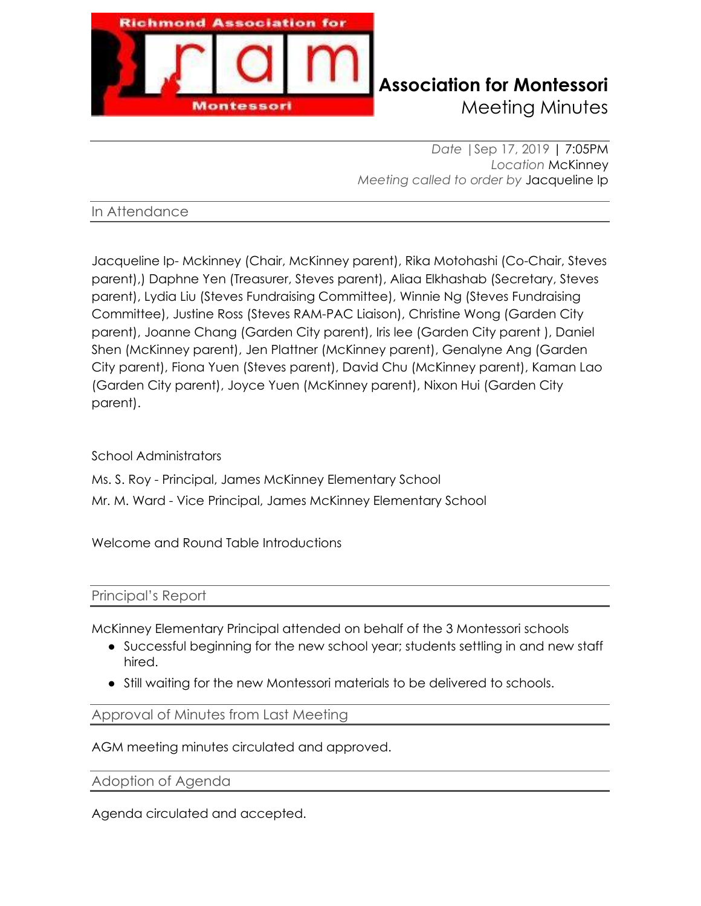# Association for Montessori
## Meeting Minutes

*Date* | Sep 17, 2019 | 7:05PM
*Location* McKinney
*Meeting called to order by* Jacqueline Ip

### In Attendance

Jacqueline Ip- Mckinney (Chair, McKinney parent), Rika Motohashi (Co-Chair, Steves parent),) Daphne Yen (Treasurer, Steves parent), Aliaa Elkhashab (Secretary, Steves parent), Lydia Liu (Steves Fundraising Committee), Winnie Ng (Steves Fundraising Committee), Justine Ross (Steves RAM-PAC Liaison), Christine Wong (Garden City parent), Joanne Chang (Garden City parent), Iris lee (Garden City parent ), Daniel Shen (McKinney parent), Jen Plattner (McKinney parent), Genalyne Ang (Garden City parent), Fiona Yuen (Steves parent), David Chu (McKinney parent), Kaman Lao (Garden City parent), Joyce Yuen (McKinney parent), Nixon Hui (Garden City parent).

School Administrators

Ms. S. Roy - Principal, James McKinney Elementary School

Mr. M. Ward - Vice Principal, James McKinney Elementary School

Welcome and Round Table Introductions

### Principal's Report

McKinney Elementary Principal attended on behalf of the 3 Montessori schools

- Successful beginning for the new school year; students settling in and new staff hired.
- Still waiting for the new Montessori materials to be delivered to schools.

### Approval of Minutes from Last Meeting

AGM meeting minutes circulated and approved.

### Adoption of Agenda

Agenda circulated and accepted.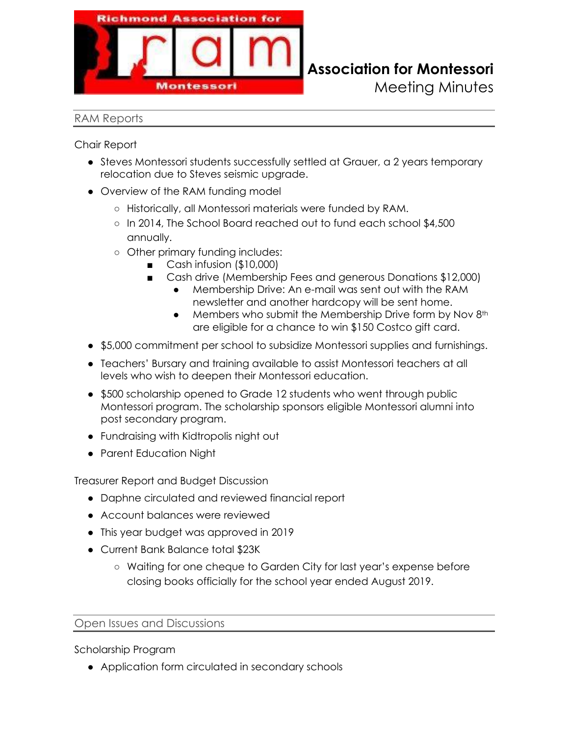# Association for Montessori
Meeting Minutes

## RAM Reports

### Chair Report

- Steves Montessori students successfully settled at Grauer, a 2 years temporary relocation due to Steves seismic upgrade.
- Overview of the RAM funding model
  - Historically, all Montessori materials were funded by RAM.
  - In 2014, The School Board reached out to fund each school $4,500 annually.
  - Other primary funding includes:
    - Cash infusion ($10,000)
    - Cash drive (Membership Fees and generous Donations $12,000)
      - Membership Drive: An e-mail was sent out with the RAM newsletter and another hardcopy will be sent home.
      - Members who submit the Membership Drive form by Nov 8th are eligible for a chance to win $150 Costco gift card.
- $5,000 commitment per school to subsidize Montessori supplies and furnishings.
- Teachers' Bursary and training available to assist Montessori teachers at all levels who wish to deepen their Montessori education.
- $500 scholarship opened to Grade 12 students who went through public Montessori program. The scholarship sponsors eligible Montessori alumni into post secondary program.
- Fundraising with Kidtropolis night out
- Parent Education Night

### Treasurer Report and Budget Discussion

- Daphne circulated and reviewed financial report
- Account balances were reviewed
- This year budget was approved in 2019
- Current Bank Balance total $23K
  - Waiting for one cheque to Garden City for last year's expense before closing books officially for the school year ended August 2019.

## Open Issues and Discussions

### Scholarship Program

- Application form circulated in secondary schools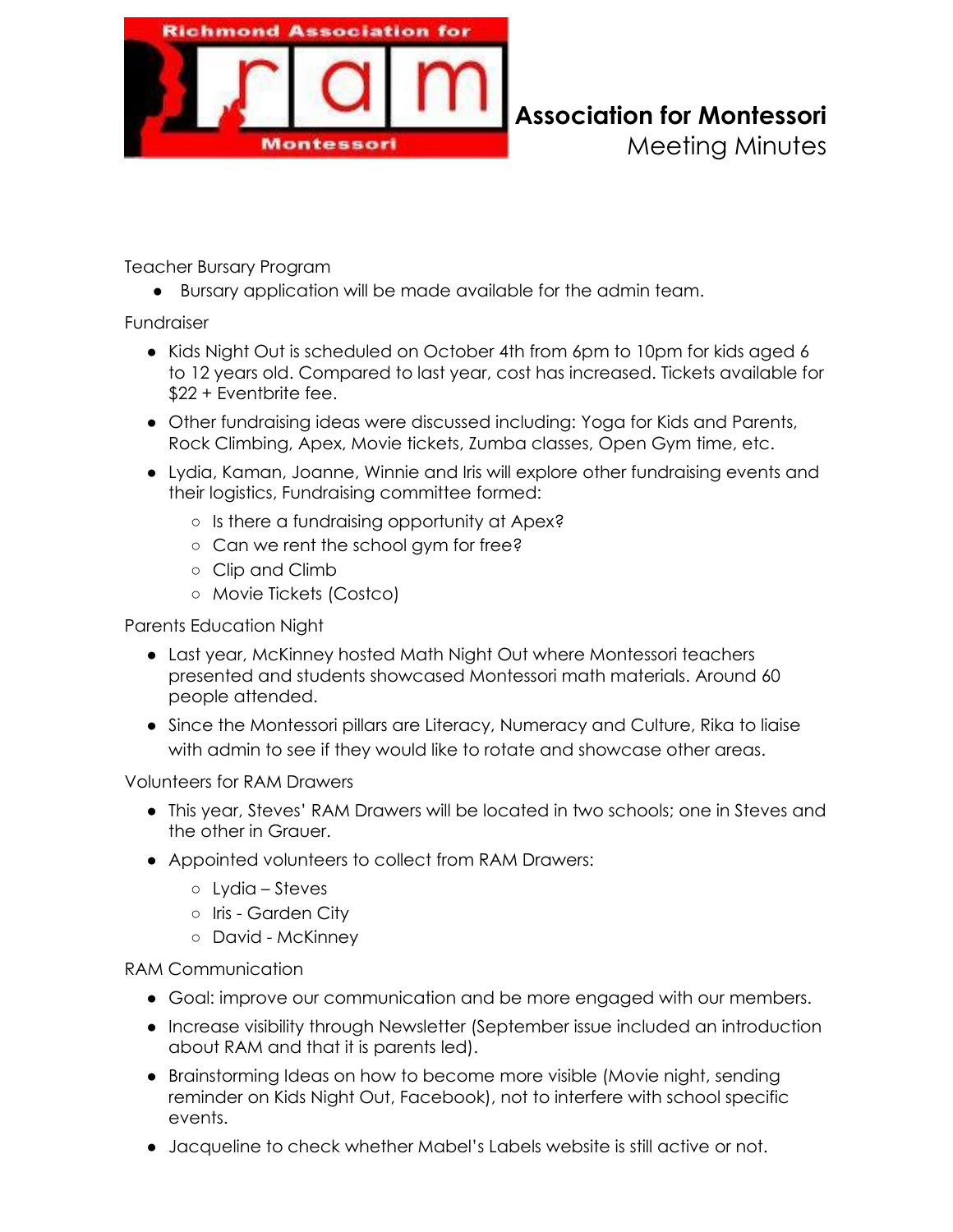**Association for Montessori**
Meeting Minutes

Teacher Bursary Program

- Bursary application will be made available for the admin team.

Fundraiser

- Kids Night Out is scheduled on October 4th from 6pm to 10pm for kids aged 6 to 12 years old. Compared to last year, cost has increased. Tickets available for $22 + Eventbrite fee.
- Other fundraising ideas were discussed including: Yoga for Kids and Parents, Rock Climbing, Apex, Movie tickets, Zumba classes, Open Gym time, etc.
- Lydia, Kaman, Joanne, Winnie and Iris will explore other fundraising events and their logistics, Fundraising committee formed:
  - Is there a fundraising opportunity at Apex?
  - Can we rent the school gym for free?
  - Clip and Climb
  - Movie Tickets (Costco)

Parents Education Night

- Last year, McKinney hosted Math Night Out where Montessori teachers presented and students showcased Montessori math materials. Around 60 people attended.
- Since the Montessori pillars are Literacy, Numeracy and Culture, Rika to liaise with admin to see if they would like to rotate and showcase other areas.

Volunteers for RAM Drawers

- This year, Steves' RAM Drawers will be located in two schools; one in Steves and the other in Grauer.
- Appointed volunteers to collect from RAM Drawers:
  - Lydia – Steves
  - Iris - Garden City
  - David - McKinney

RAM Communication

- Goal: improve our communication and be more engaged with our members.
- Increase visibility through Newsletter (September issue included an introduction about RAM and that it is parents led).
- Brainstorming Ideas on how to become more visible (Movie night, sending reminder on Kids Night Out, Facebook), not to interfere with school specific events.
- Jacqueline to check whether Mabel's Labels website is still active or not.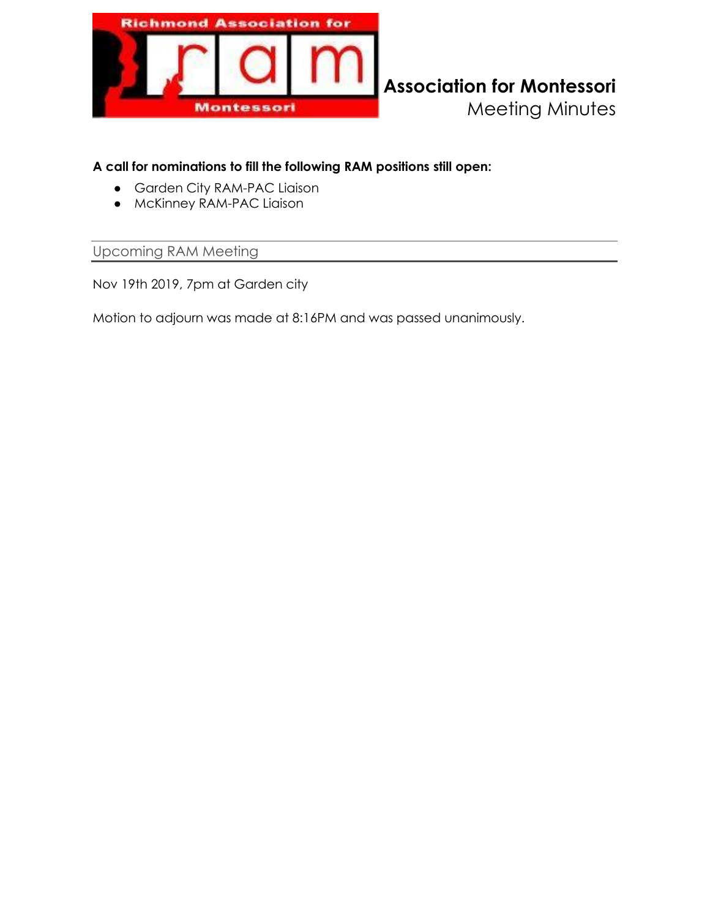**Association for Montessori**
Meeting Minutes

**A call for nominations to fill the following RAM positions still open:**

- Garden City RAM-PAC Liaison
- McKinney RAM-PAC Liaison

## Upcoming RAM Meeting

Nov 19th 2019, 7pm at Garden city

Motion to adjourn was made at 8:16PM and was passed unanimously.